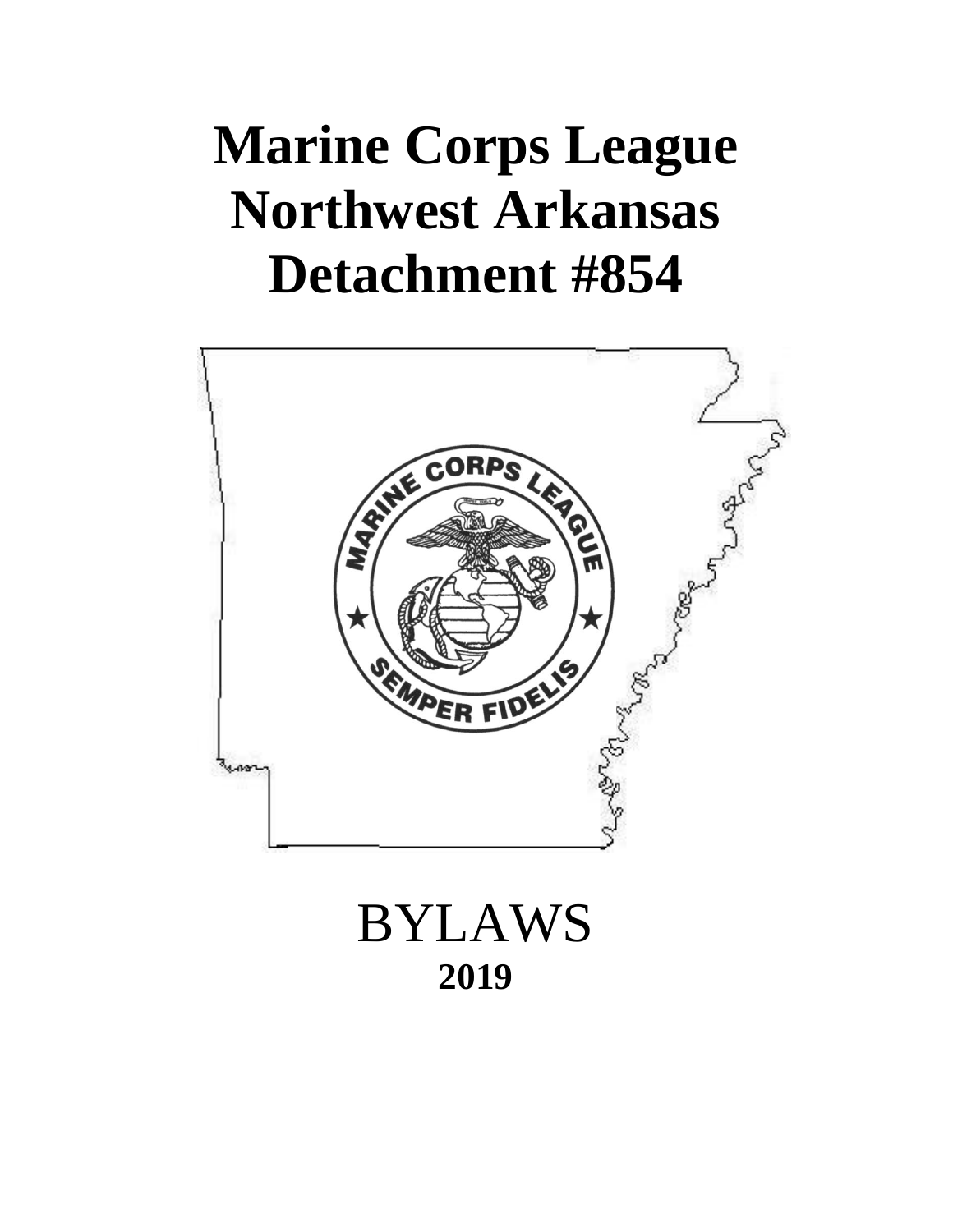# Marine Corps League Northwest Arkansas Detachment #854

BYLAWS

**2019**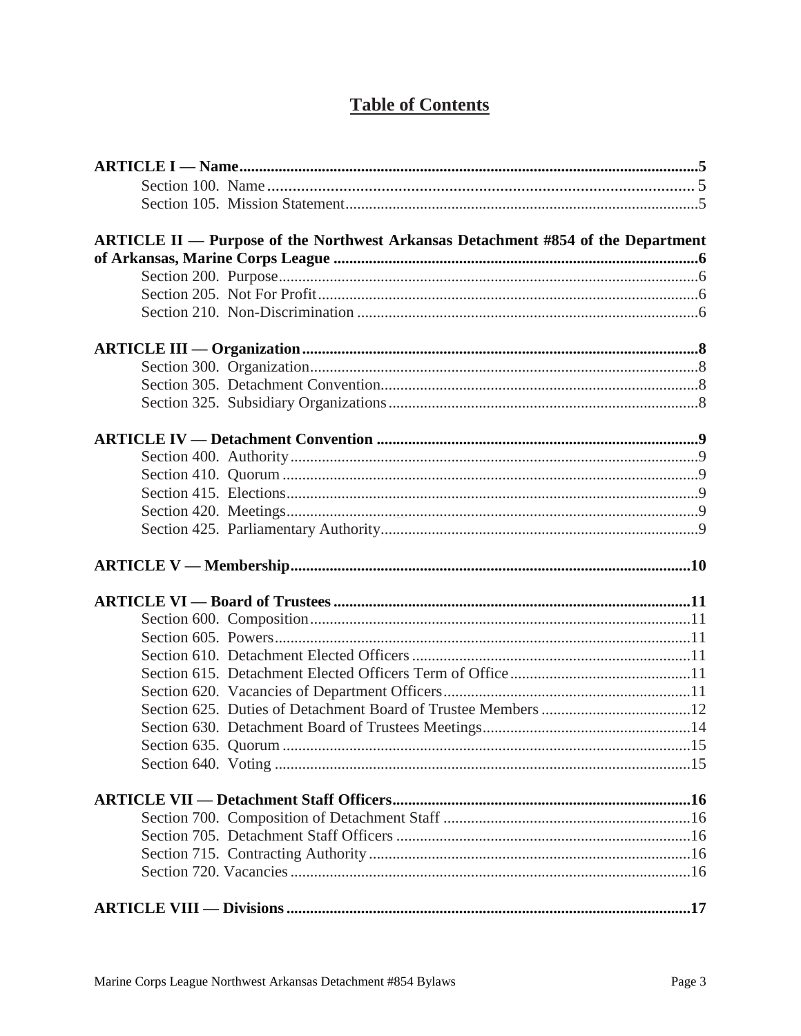# Table of Contents

**ARTICLE I — Name** ..... **5**
- Section 100. Name ..... 5
- Section 105. Mission Statement ..... 5

**ARTICLE II — Purpose of the Northwest Arkansas Detachment #854 of the Department of Arkansas, Marine Corps League** ..... **6**
- Section 200. Purpose ..... 6
- Section 205. Not For Profit ..... 6
- Section 210. Non-Discrimination ..... 6

**ARTICLE III — Organization** ..... **8**
- Section 300. Organization ..... 8
- Section 305. Detachment Convention ..... 8
- Section 325. Subsidiary Organizations ..... 8

**ARTICLE IV — Detachment Convention** ..... **9**
- Section 400. Authority ..... 9
- Section 410. Quorum ..... 9
- Section 415. Elections ..... 9
- Section 420. Meetings ..... 9
- Section 425. Parliamentary Authority ..... 9

**ARTICLE V — Membership** ..... **10**

**ARTICLE VI — Board of Trustees** ..... **11**
- Section 600. Composition ..... 11
- Section 605. Powers ..... 11
- Section 610. Detachment Elected Officers ..... 11
- Section 615. Detachment Elected Officers Term of Office ..... 11
- Section 620. Vacancies of Department Officers ..... 11
- Section 625. Duties of Detachment Board of Trustee Members ..... 12
- Section 630. Detachment Board of Trustees Meetings ..... 14
- Section 635. Quorum ..... 15
- Section 640. Voting ..... 15

**ARTICLE VII — Detachment Staff Officers** ..... **16**
- Section 700. Composition of Detachment Staff ..... 16
- Section 705. Detachment Staff Officers ..... 16
- Section 715. Contracting Authority ..... 16
- Section 720. Vacancies ..... 16

**ARTICLE VIII — Divisions** ..... **17**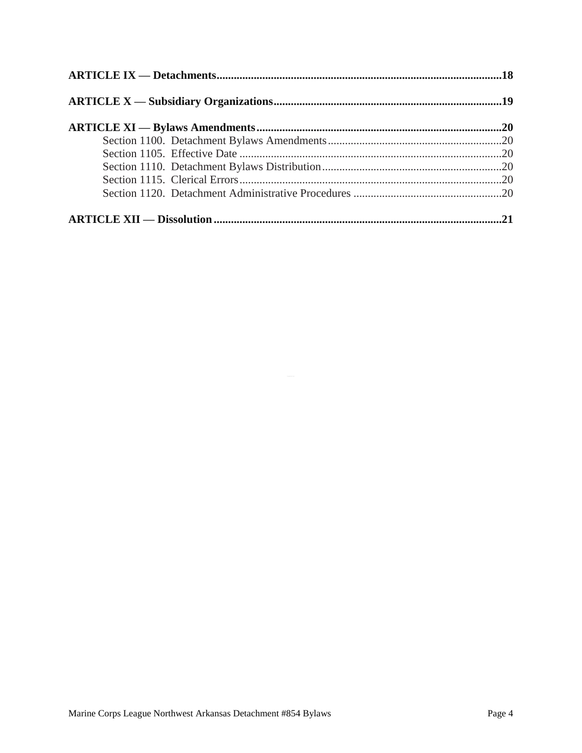**ARTICLE IX — Detachments**......................................................................................................**18**

**ARTICLE X — Subsidiary Organizations**................................................................................**19**

**ARTICLE XI — Bylaws Amendments**......................................................................................**20**

- Section 1100. Detachment Bylaws Amendments.............................................................20
- Section 1105. Effective Date ............................................................................................20
- Section 1110. Detachment Bylaws Distribution...............................................................20
- Section 1115. Clerical Errors............................................................................................20
- Section 1120. Detachment Administrative Procedures ....................................................20

**ARTICLE XII — Dissolution**.....................................................................................................**21**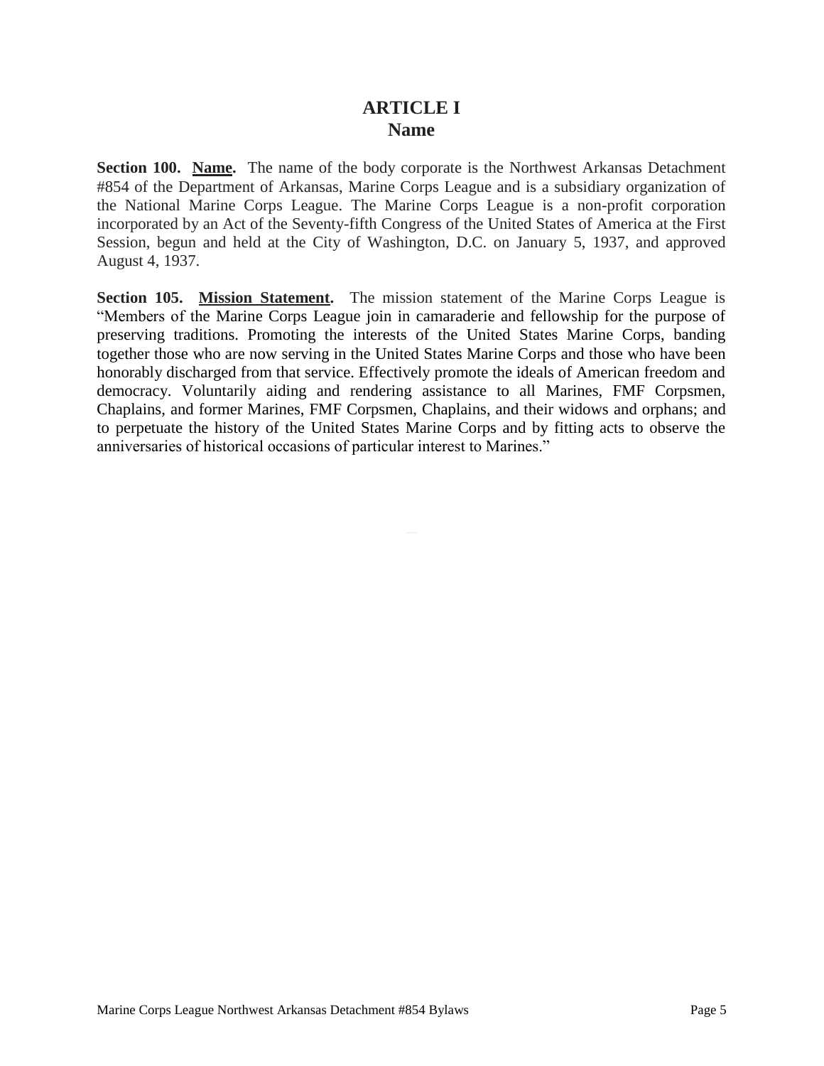# ARTICLE I
## Name

**Section 100. <u>Name</u>.** The name of the body corporate is the Northwest Arkansas Detachment #854 of the Department of Arkansas, Marine Corps League and is a subsidiary organization of the National Marine Corps League. The Marine Corps League is a non-profit corporation incorporated by an Act of the Seventy-fifth Congress of the United States of America at the First Session, begun and held at the City of Washington, D.C. on January 5, 1937, and approved August 4, 1937.

**Section 105. <u>Mission Statement</u>.** The mission statement of the Marine Corps League is "Members of the Marine Corps League join in camaraderie and fellowship for the purpose of preserving traditions. Promoting the interests of the United States Marine Corps, banding together those who are now serving in the United States Marine Corps and those who have been honorably discharged from that service. Effectively promote the ideals of American freedom and democracy. Voluntarily aiding and rendering assistance to all Marines, FMF Corpsmen, Chaplains, and former Marines, FMF Corpsmen, Chaplains, and their widows and orphans; and to perpetuate the history of the United States Marine Corps and by fitting acts to observe the anniversaries of historical occasions of particular interest to Marines."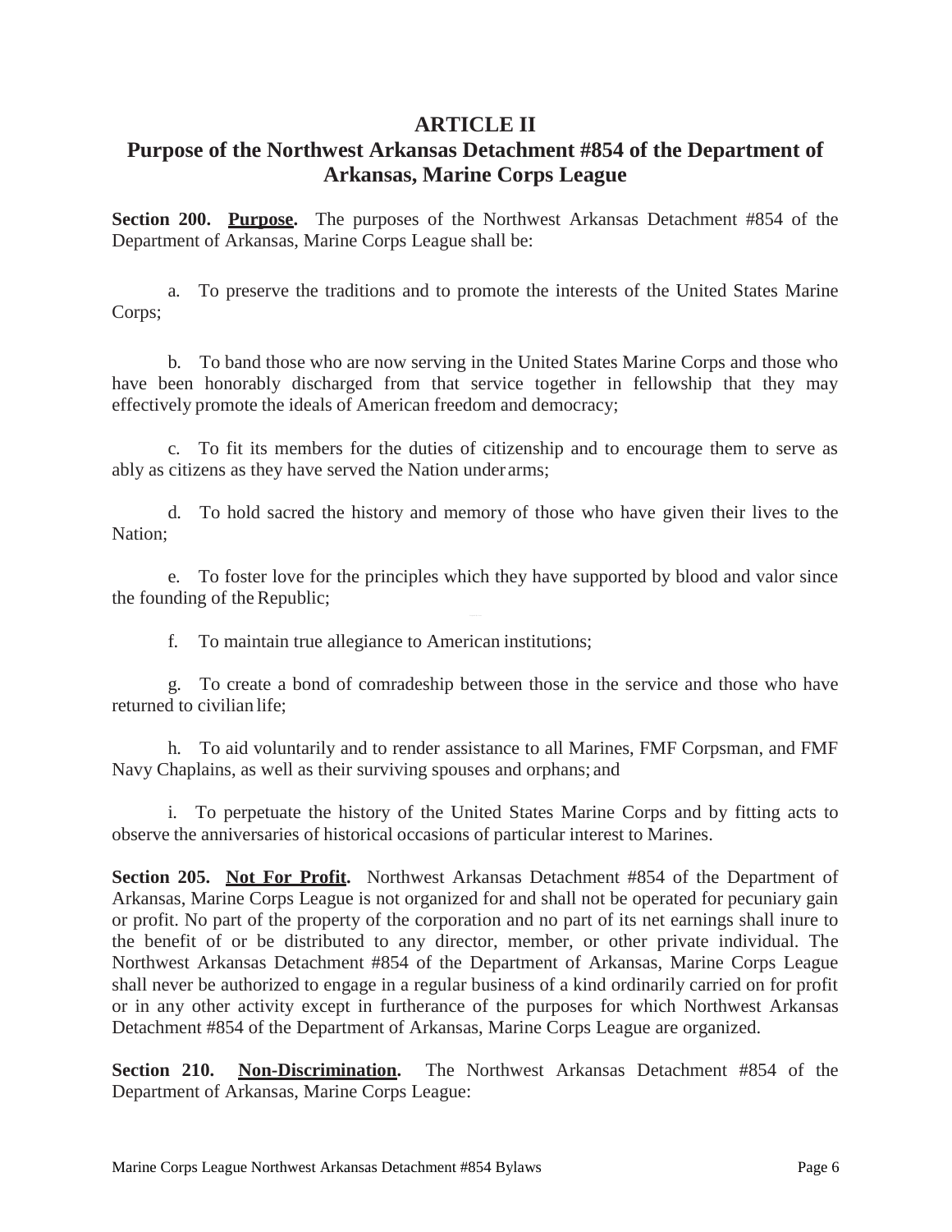# ARTICLE II

## Purpose of the Northwest Arkansas Detachment #854 of the Department of Arkansas, Marine Corps League

**Section 200. <u>Purpose</u>.** The purposes of the Northwest Arkansas Detachment #854 of the Department of Arkansas, Marine Corps League shall be:

a. To preserve the traditions and to promote the interests of the United States Marine Corps;

b. To band those who are now serving in the United States Marine Corps and those who have been honorably discharged from that service together in fellowship that they may effectively promote the ideals of American freedom and democracy;

c. To fit its members for the duties of citizenship and to encourage them to serve as ably as citizens as they have served the Nation under arms;

d. To hold sacred the history and memory of those who have given their lives to the Nation;

e. To foster love for the principles which they have supported by blood and valor since the founding of the Republic;

f. To maintain true allegiance to American institutions;

g. To create a bond of comradeship between those in the service and those who have returned to civilian life;

h. To aid voluntarily and to render assistance to all Marines, FMF Corpsman, and FMF Navy Chaplains, as well as their surviving spouses and orphans; and

i. To perpetuate the history of the United States Marine Corps and by fitting acts to observe the anniversaries of historical occasions of particular interest to Marines.

**Section 205. <u>Not For Profit</u>.** Northwest Arkansas Detachment #854 of the Department of Arkansas, Marine Corps League is not organized for and shall not be operated for pecuniary gain or profit. No part of the property of the corporation and no part of its net earnings shall inure to the benefit of or be distributed to any director, member, or other private individual. The Northwest Arkansas Detachment #854 of the Department of Arkansas, Marine Corps League shall never be authorized to engage in a regular business of a kind ordinarily carried on for profit or in any other activity except in furtherance of the purposes for which Northwest Arkansas Detachment #854 of the Department of Arkansas, Marine Corps League are organized.

**Section 210. <u>Non-Discrimination</u>.** The Northwest Arkansas Detachment #854 of the Department of Arkansas, Marine Corps League: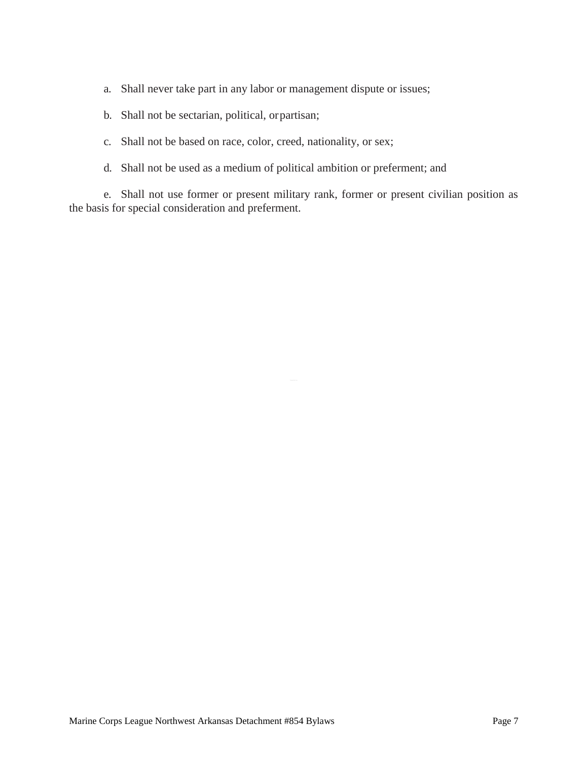a. Shall never take part in any labor or management dispute or issues;

b. Shall not be sectarian, political, or partisan;

c. Shall not be based on race, color, creed, nationality, or sex;

d. Shall not be used as a medium of political ambition or preferment; and

e. Shall not use former or present military rank, former or present civilian position as the basis for special consideration and preferment.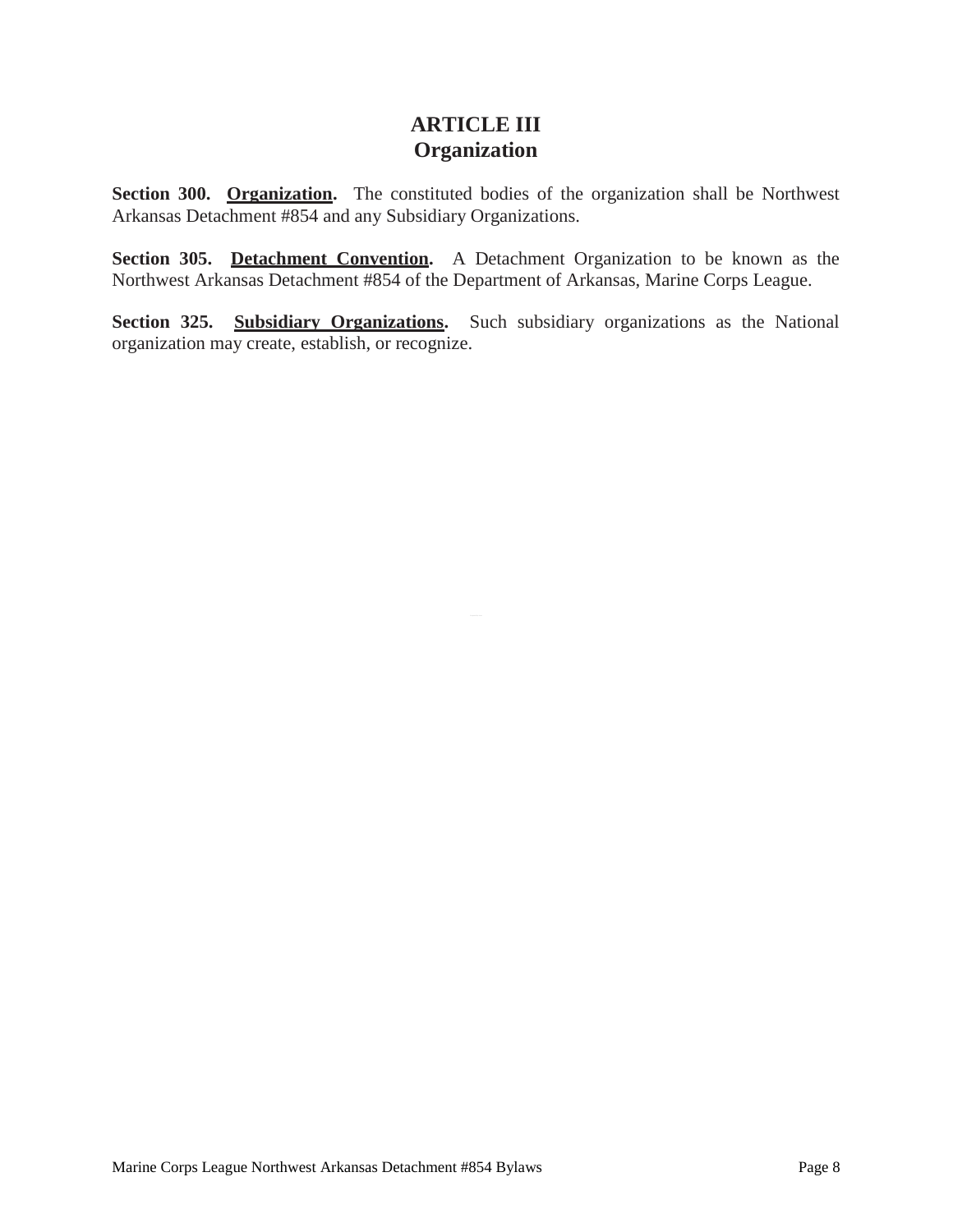# ARTICLE III
## Organization

**Section 300. <u>Organization</u>.** The constituted bodies of the organization shall be Northwest Arkansas Detachment #854 and any Subsidiary Organizations.

**Section 305. <u>Detachment Convention</u>.** A Detachment Organization to be known as the Northwest Arkansas Detachment #854 of the Department of Arkansas, Marine Corps League.

**Section 325. <u>Subsidiary Organizations</u>.** Such subsidiary organizations as the National organization may create, establish, or recognize.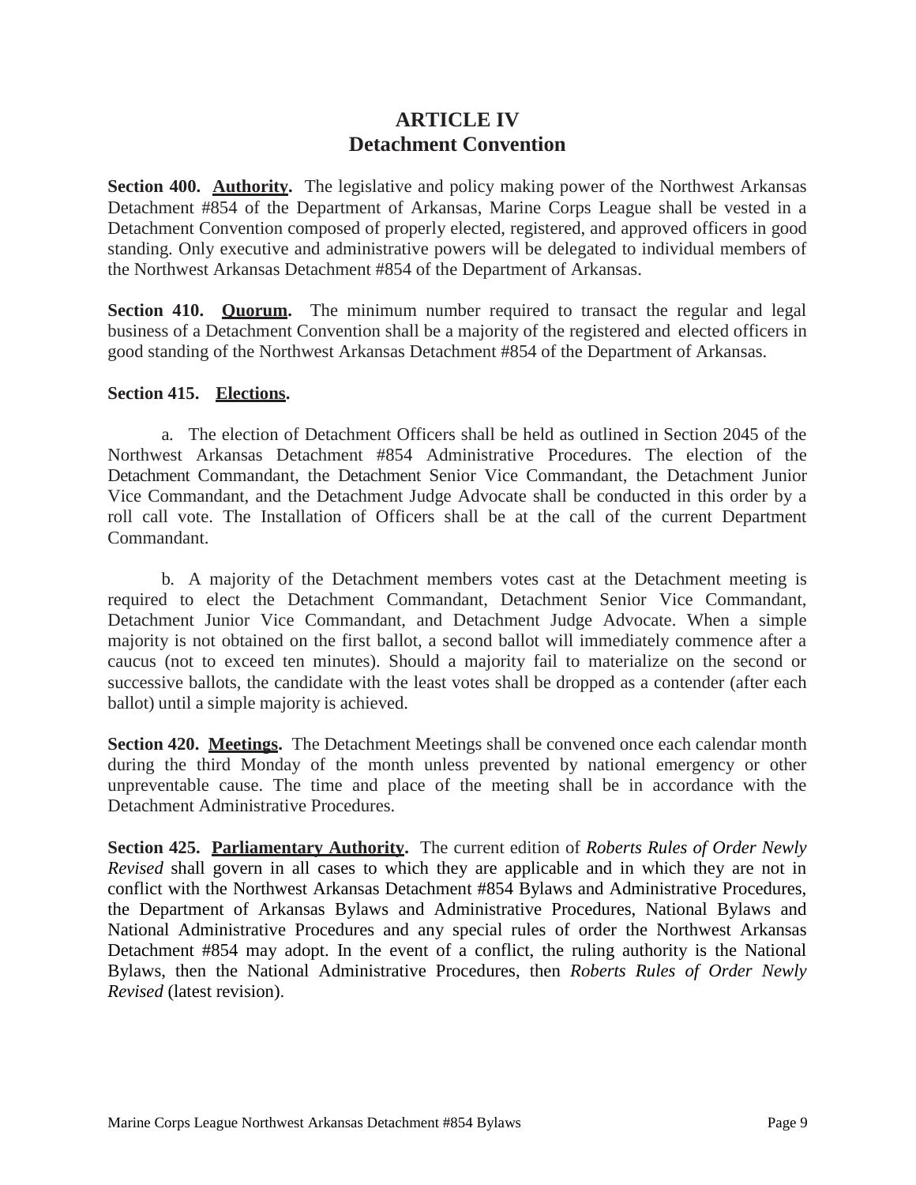# ARTICLE IV
## Detachment Convention

**Section 400. Authority.** The legislative and policy making power of the Northwest Arkansas Detachment #854 of the Department of Arkansas, Marine Corps League shall be vested in a Detachment Convention composed of properly elected, registered, and approved officers in good standing. Only executive and administrative powers will be delegated to individual members of the Northwest Arkansas Detachment #854 of the Department of Arkansas.

**Section 410. Quorum.** The minimum number required to transact the regular and legal business of a Detachment Convention shall be a majority of the registered and elected officers in good standing of the Northwest Arkansas Detachment #854 of the Department of Arkansas.

**Section 415. Elections.**

a. The election of Detachment Officers shall be held as outlined in Section 2045 of the Northwest Arkansas Detachment #854 Administrative Procedures. The election of the Detachment Commandant, the Detachment Senior Vice Commandant, the Detachment Junior Vice Commandant, and the Detachment Judge Advocate shall be conducted in this order by a roll call vote. The Installation of Officers shall be at the call of the current Department Commandant.

b. A majority of the Detachment members votes cast at the Detachment meeting is required to elect the Detachment Commandant, Detachment Senior Vice Commandant, Detachment Junior Vice Commandant, and Detachment Judge Advocate. When a simple majority is not obtained on the first ballot, a second ballot will immediately commence after a caucus (not to exceed ten minutes). Should a majority fail to materialize on the second or successive ballots, the candidate with the least votes shall be dropped as a contender (after each ballot) until a simple majority is achieved.

**Section 420. Meetings.** The Detachment Meetings shall be convened once each calendar month during the third Monday of the month unless prevented by national emergency or other unpreventable cause. The time and place of the meeting shall be in accordance with the Detachment Administrative Procedures.

**Section 425. Parliamentary Authority.** The current edition of *Roberts Rules of Order Newly Revised* shall govern in all cases to which they are applicable and in which they are not in conflict with the Northwest Arkansas Detachment #854 Bylaws and Administrative Procedures, the Department of Arkansas Bylaws and Administrative Procedures, National Bylaws and National Administrative Procedures and any special rules of order the Northwest Arkansas Detachment #854 may adopt. In the event of a conflict, the ruling authority is the National Bylaws, then the National Administrative Procedures, then *Roberts Rules of Order Newly Revised* (latest revision).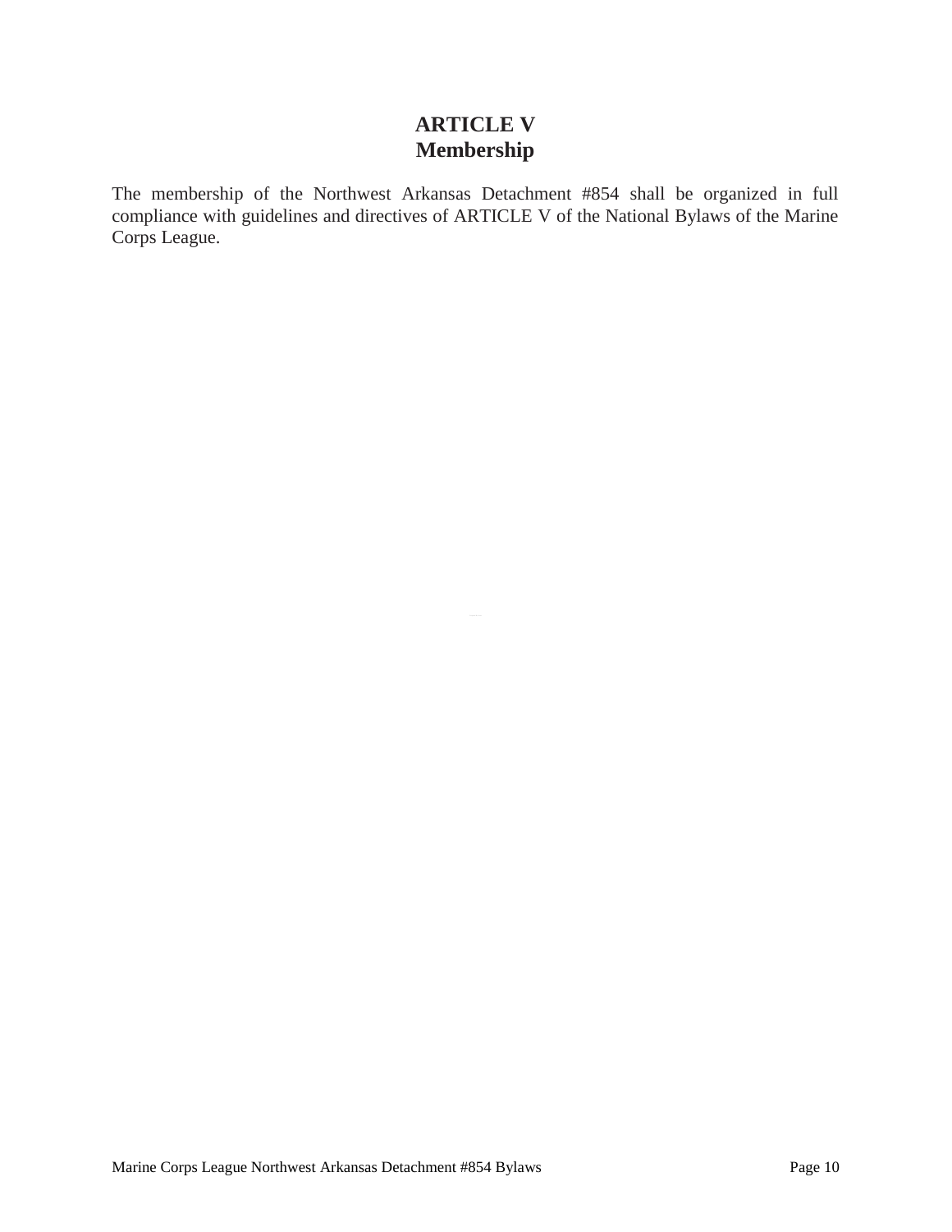# ARTICLE V
# Membership

The membership of the Northwest Arkansas Detachment #854 shall be organized in full compliance with guidelines and directives of ARTICLE V of the National Bylaws of the Marine Corps League.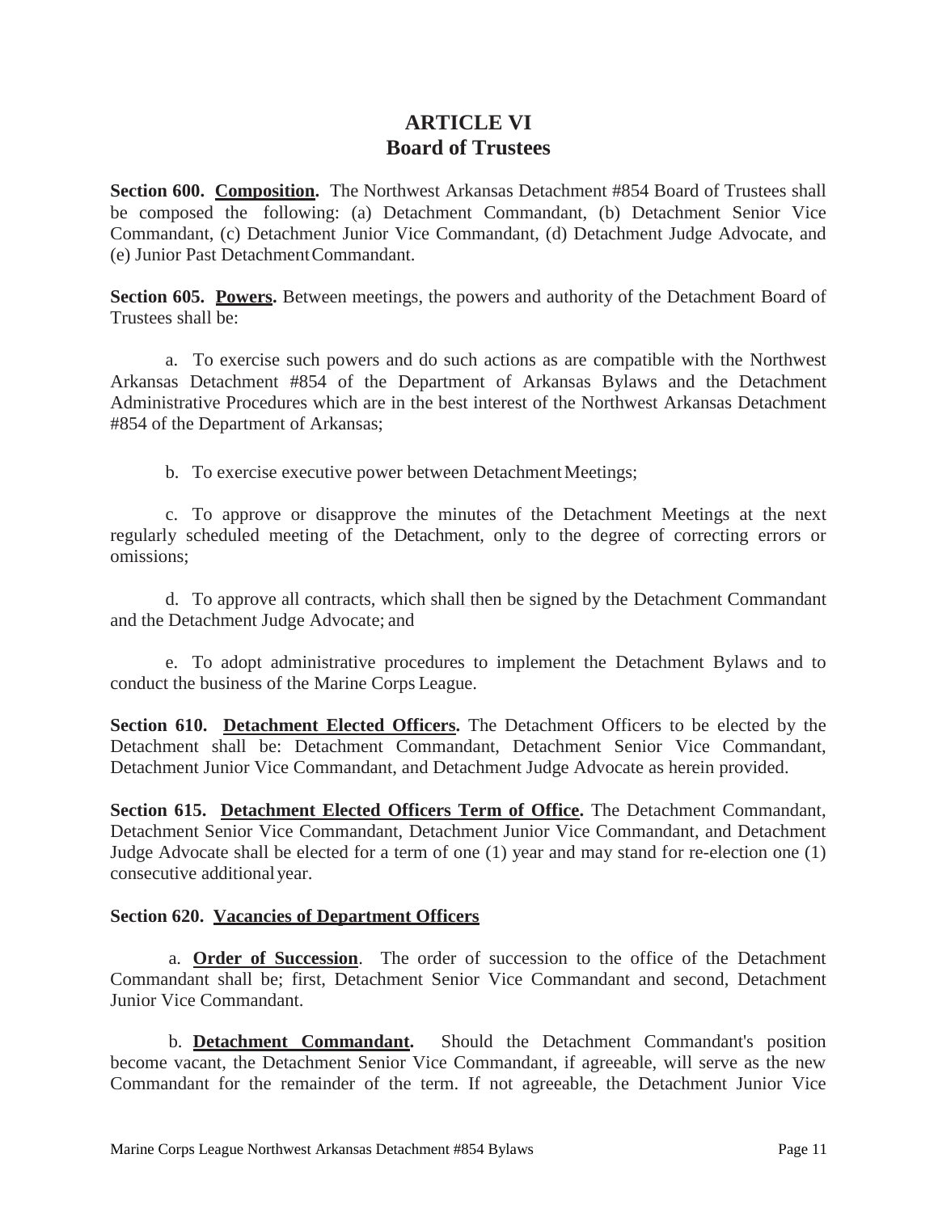# ARTICLE VI
## Board of Trustees

**Section 600. <u>Composition</u>.** The Northwest Arkansas Detachment #854 Board of Trustees shall be composed the following: (a) Detachment Commandant, (b) Detachment Senior Vice Commandant, (c) Detachment Junior Vice Commandant, (d) Detachment Judge Advocate, and (e) Junior Past Detachment Commandant.

**Section 605. <u>Powers</u>.** Between meetings, the powers and authority of the Detachment Board of Trustees shall be:

a. To exercise such powers and do such actions as are compatible with the Northwest Arkansas Detachment #854 of the Department of Arkansas Bylaws and the Detachment Administrative Procedures which are in the best interest of the Northwest Arkansas Detachment #854 of the Department of Arkansas;

b. To exercise executive power between Detachment Meetings;

c. To approve or disapprove the minutes of the Detachment Meetings at the next regularly scheduled meeting of the Detachment, only to the degree of correcting errors or omissions;

d. To approve all contracts, which shall then be signed by the Detachment Commandant and the Detachment Judge Advocate; and

e. To adopt administrative procedures to implement the Detachment Bylaws and to conduct the business of the Marine Corps League.

**Section 610. <u>Detachment Elected Officers</u>.** The Detachment Officers to be elected by the Detachment shall be: Detachment Commandant, Detachment Senior Vice Commandant, Detachment Junior Vice Commandant, and Detachment Judge Advocate as herein provided.

**Section 615. <u>Detachment Elected Officers Term of Office</u>.** The Detachment Commandant, Detachment Senior Vice Commandant, Detachment Junior Vice Commandant, and Detachment Judge Advocate shall be elected for a term of one (1) year and may stand for re-election one (1) consecutive additional year.

**Section 620. <u>Vacancies of Department Officers</u>**

a. **<u>Order of Succession</u>**. The order of succession to the office of the Detachment Commandant shall be; first, Detachment Senior Vice Commandant and second, Detachment Junior Vice Commandant.

b. **<u>Detachment Commandant</u>.** Should the Detachment Commandant's position become vacant, the Detachment Senior Vice Commandant, if agreeable, will serve as the new Commandant for the remainder of the term. If not agreeable, the Detachment Junior Vice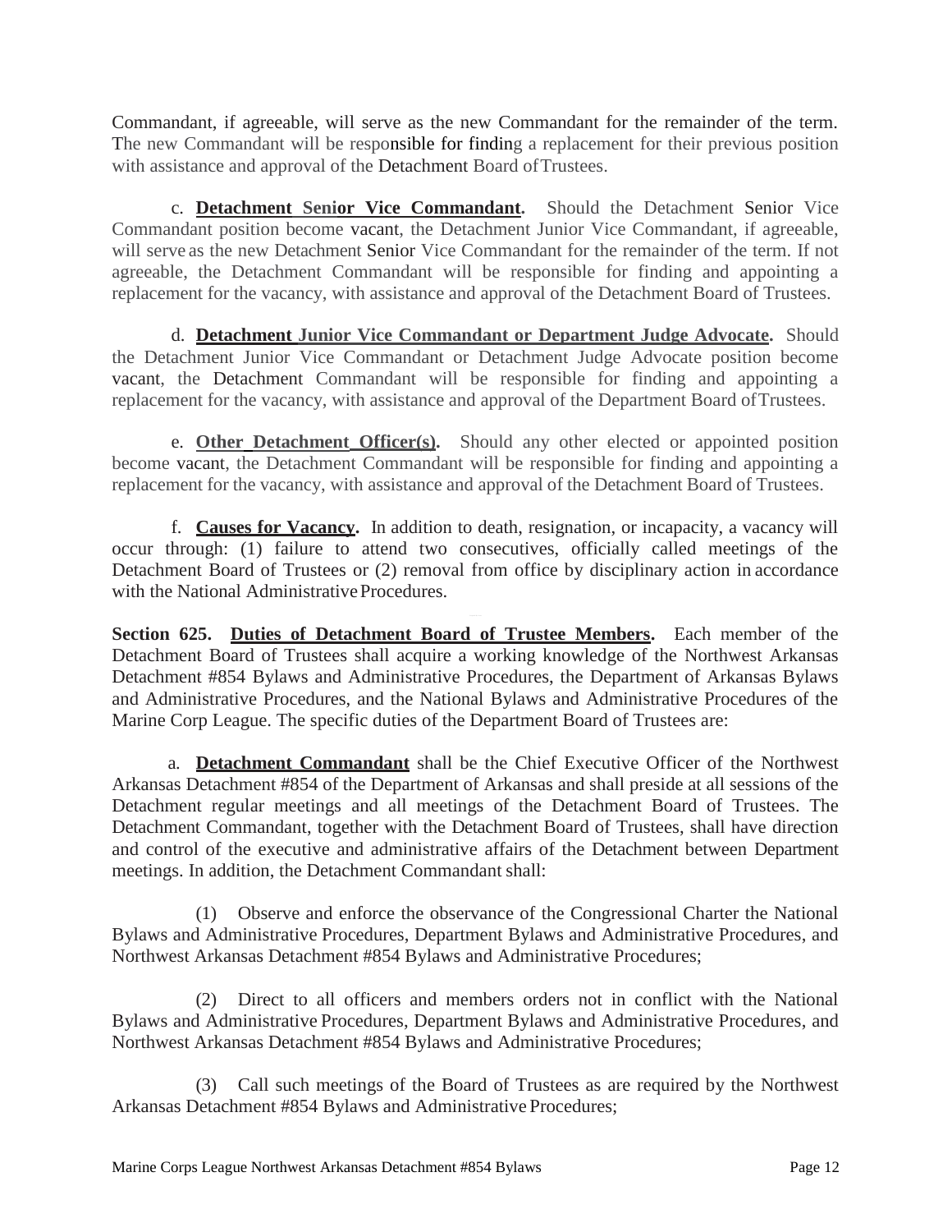Commandant, if agreeable, will serve as the new Commandant for the remainder of the term. The new Commandant will be responsible for finding a replacement for their previous position with assistance and approval of the Detachment Board of Trustees.

c. **Detachment Senior Vice Commandant.** Should the Detachment Senior Vice Commandant position become vacant, the Detachment Junior Vice Commandant, if agreeable, will serve as the new Detachment Senior Vice Commandant for the remainder of the term. If not agreeable, the Detachment Commandant will be responsible for finding and appointing a replacement for the vacancy, with assistance and approval of the Detachment Board of Trustees.

d. **Detachment Junior Vice Commandant or Department Judge Advocate.** Should the Detachment Junior Vice Commandant or Detachment Judge Advocate position become vacant, the Detachment Commandant will be responsible for finding and appointing a replacement for the vacancy, with assistance and approval of the Department Board of Trustees.

e. **Other Detachment Officer(s).** Should any other elected or appointed position become vacant, the Detachment Commandant will be responsible for finding and appointing a replacement for the vacancy, with assistance and approval of the Detachment Board of Trustees.

f. **Causes for Vacancy.** In addition to death, resignation, or incapacity, a vacancy will occur through: (1) failure to attend two consecutives, officially called meetings of the Detachment Board of Trustees or (2) removal from office by disciplinary action in accordance with the National Administrative Procedures.

**Section 625. Duties of Detachment Board of Trustee Members.** Each member of the Detachment Board of Trustees shall acquire a working knowledge of the Northwest Arkansas Detachment #854 Bylaws and Administrative Procedures, the Department of Arkansas Bylaws and Administrative Procedures, and the National Bylaws and Administrative Procedures of the Marine Corp League. The specific duties of the Department Board of Trustees are:

a. **Detachment Commandant** shall be the Chief Executive Officer of the Northwest Arkansas Detachment #854 of the Department of Arkansas and shall preside at all sessions of the Detachment regular meetings and all meetings of the Detachment Board of Trustees. The Detachment Commandant, together with the Detachment Board of Trustees, shall have direction and control of the executive and administrative affairs of the Detachment between Department meetings. In addition, the Detachment Commandant shall:

(1) Observe and enforce the observance of the Congressional Charter the National Bylaws and Administrative Procedures, Department Bylaws and Administrative Procedures, and Northwest Arkansas Detachment #854 Bylaws and Administrative Procedures;

(2) Direct to all officers and members orders not in conflict with the National Bylaws and Administrative Procedures, Department Bylaws and Administrative Procedures, and Northwest Arkansas Detachment #854 Bylaws and Administrative Procedures;

(3) Call such meetings of the Board of Trustees as are required by the Northwest Arkansas Detachment #854 Bylaws and Administrative Procedures;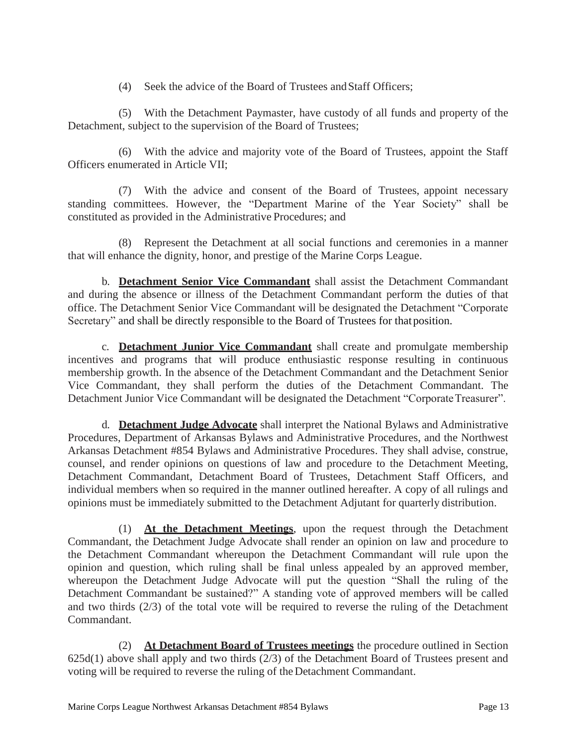(4) Seek the advice of the Board of Trustees and Staff Officers;

(5) With the Detachment Paymaster, have custody of all funds and property of the Detachment, subject to the supervision of the Board of Trustees;

(6) With the advice and majority vote of the Board of Trustees, appoint the Staff Officers enumerated in Article VII;

(7) With the advice and consent of the Board of Trustees, appoint necessary standing committees. However, the "Department Marine of the Year Society" shall be constituted as provided in the Administrative Procedures; and

(8) Represent the Detachment at all social functions and ceremonies in a manner that will enhance the dignity, honor, and prestige of the Marine Corps League.

b. **Detachment Senior Vice Commandant** shall assist the Detachment Commandant and during the absence or illness of the Detachment Commandant perform the duties of that office. The Detachment Senior Vice Commandant will be designated the Detachment "Corporate Secretary" and shall be directly responsible to the Board of Trustees for that position.

c. **Detachment Junior Vice Commandant** shall create and promulgate membership incentives and programs that will produce enthusiastic response resulting in continuous membership growth. In the absence of the Detachment Commandant and the Detachment Senior Vice Commandant, they shall perform the duties of the Detachment Commandant. The Detachment Junior Vice Commandant will be designated the Detachment "Corporate Treasurer".

d. **Detachment Judge Advocate** shall interpret the National Bylaws and Administrative Procedures, Department of Arkansas Bylaws and Administrative Procedures, and the Northwest Arkansas Detachment #854 Bylaws and Administrative Procedures. They shall advise, construe, counsel, and render opinions on questions of law and procedure to the Detachment Meeting, Detachment Commandant, Detachment Board of Trustees, Detachment Staff Officers, and individual members when so required in the manner outlined hereafter. A copy of all rulings and opinions must be immediately submitted to the Detachment Adjutant for quarterly distribution.

(1) **At the Detachment Meetings**, upon the request through the Detachment Commandant, the Detachment Judge Advocate shall render an opinion on law and procedure to the Detachment Commandant whereupon the Detachment Commandant will rule upon the opinion and question, which ruling shall be final unless appealed by an approved member, whereupon the Detachment Judge Advocate will put the question "Shall the ruling of the Detachment Commandant be sustained?" A standing vote of approved members will be called and two thirds (2/3) of the total vote will be required to reverse the ruling of the Detachment Commandant.

(2) **At Detachment Board of Trustees meetings** the procedure outlined in Section 625d(1) above shall apply and two thirds (2/3) of the Detachment Board of Trustees present and voting will be required to reverse the ruling of the Detachment Commandant.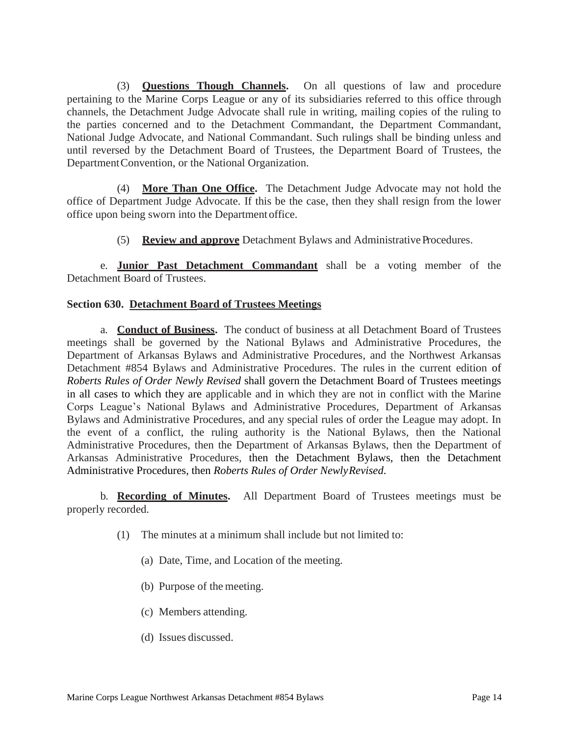(3) **Questions Though Channels.** On all questions of law and procedure pertaining to the Marine Corps League or any of its subsidiaries referred to this office through channels, the Detachment Judge Advocate shall rule in writing, mailing copies of the ruling to the parties concerned and to the Detachment Commandant, the Department Commandant, National Judge Advocate, and National Commandant. Such rulings shall be binding unless and until reversed by the Detachment Board of Trustees, the Department Board of Trustees, the Department Convention, or the National Organization.

(4) **More Than One Office.** The Detachment Judge Advocate may not hold the office of Department Judge Advocate. If this be the case, then they shall resign from the lower office upon being sworn into the Department office.

(5) **Review and approve** Detachment Bylaws and Administrative Procedures.

e. **Junior Past Detachment Commandant** shall be a voting member of the Detachment Board of Trustees.

**Section 630. Detachment Board of Trustees Meetings**

a. **Conduct of Business.** The conduct of business at all Detachment Board of Trustees meetings shall be governed by the National Bylaws and Administrative Procedures, the Department of Arkansas Bylaws and Administrative Procedures, and the Northwest Arkansas Detachment #854 Bylaws and Administrative Procedures. The rules in the current edition of *Roberts Rules of Order Newly Revised* shall govern the Detachment Board of Trustees meetings in all cases to which they are applicable and in which they are not in conflict with the Marine Corps League's National Bylaws and Administrative Procedures, Department of Arkansas Bylaws and Administrative Procedures, and any special rules of order the League may adopt. In the event of a conflict, the ruling authority is the National Bylaws, then the National Administrative Procedures, then the Department of Arkansas Bylaws, then the Department of Arkansas Administrative Procedures, then the Detachment Bylaws, then the Detachment Administrative Procedures, then *Roberts Rules of Order Newly Revised*.

b. **Recording of Minutes.** All Department Board of Trustees meetings must be properly recorded.

(1) The minutes at a minimum shall include but not limited to:

(a) Date, Time, and Location of the meeting.

(b) Purpose of the meeting.

(c) Members attending.

(d) Issues discussed.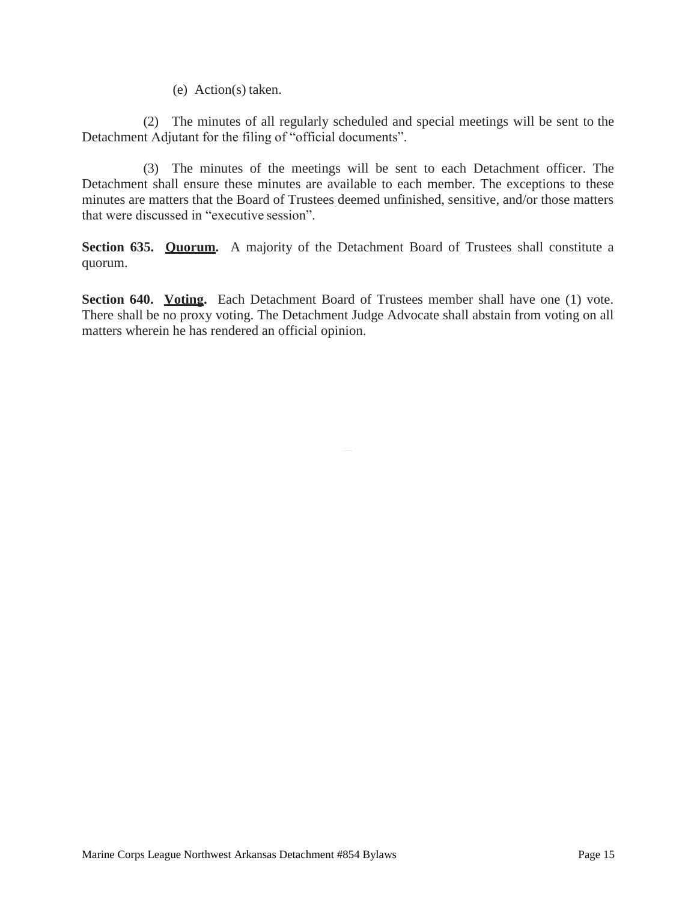(e) Action(s) taken.

(2) The minutes of all regularly scheduled and special meetings will be sent to the Detachment Adjutant for the filing of "official documents".

(3) The minutes of the meetings will be sent to each Detachment officer. The Detachment shall ensure these minutes are available to each member. The exceptions to these minutes are matters that the Board of Trustees deemed unfinished, sensitive, and/or those matters that were discussed in "executive session".

**Section 635. Quorum.** A majority of the Detachment Board of Trustees shall constitute a quorum.

**Section 640. Voting.** Each Detachment Board of Trustees member shall have one (1) vote. There shall be no proxy voting. The Detachment Judge Advocate shall abstain from voting on all matters wherein he has rendered an official opinion.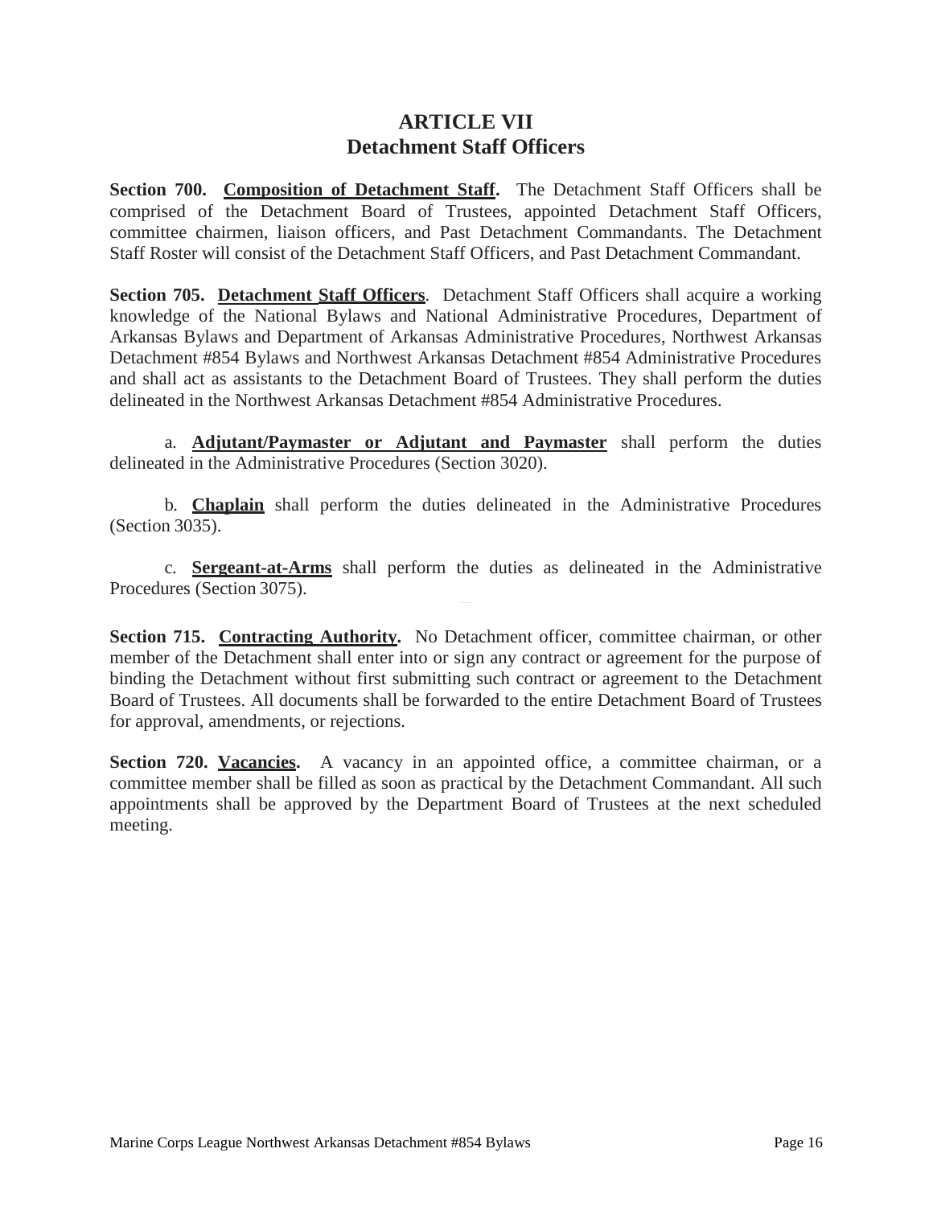# ARTICLE VII
## Detachment Staff Officers

**Section 700. <u>Composition of Detachment Staff</u>.** The Detachment Staff Officers shall be comprised of the Detachment Board of Trustees, appointed Detachment Staff Officers, committee chairmen, liaison officers, and Past Detachment Commandants. The Detachment Staff Roster will consist of the Detachment Staff Officers, and Past Detachment Commandant.

**Section 705. <u>Detachment Staff Officers</u>**. Detachment Staff Officers shall acquire a working knowledge of the National Bylaws and National Administrative Procedures, Department of Arkansas Bylaws and Department of Arkansas Administrative Procedures, Northwest Arkansas Detachment #854 Bylaws and Northwest Arkansas Detachment #854 Administrative Procedures and shall act as assistants to the Detachment Board of Trustees. They shall perform the duties delineated in the Northwest Arkansas Detachment #854 Administrative Procedures.

a. **<u>Adjutant/Paymaster or Adjutant and Paymaster</u>** shall perform the duties delineated in the Administrative Procedures (Section 3020).

b. **<u>Chaplain</u>** shall perform the duties delineated in the Administrative Procedures (Section 3035).

c. **<u>Sergeant-at-Arms</u>** shall perform the duties as delineated in the Administrative Procedures (Section 3075).

**Section 715. <u>Contracting Authority</u>.** No Detachment officer, committee chairman, or other member of the Detachment shall enter into or sign any contract or agreement for the purpose of binding the Detachment without first submitting such contract or agreement to the Detachment Board of Trustees. All documents shall be forwarded to the entire Detachment Board of Trustees for approval, amendments, or rejections.

**Section 720. <u>Vacancies</u>.** A vacancy in an appointed office, a committee chairman, or a committee member shall be filled as soon as practical by the Detachment Commandant. All such appointments shall be approved by the Department Board of Trustees at the next scheduled meeting.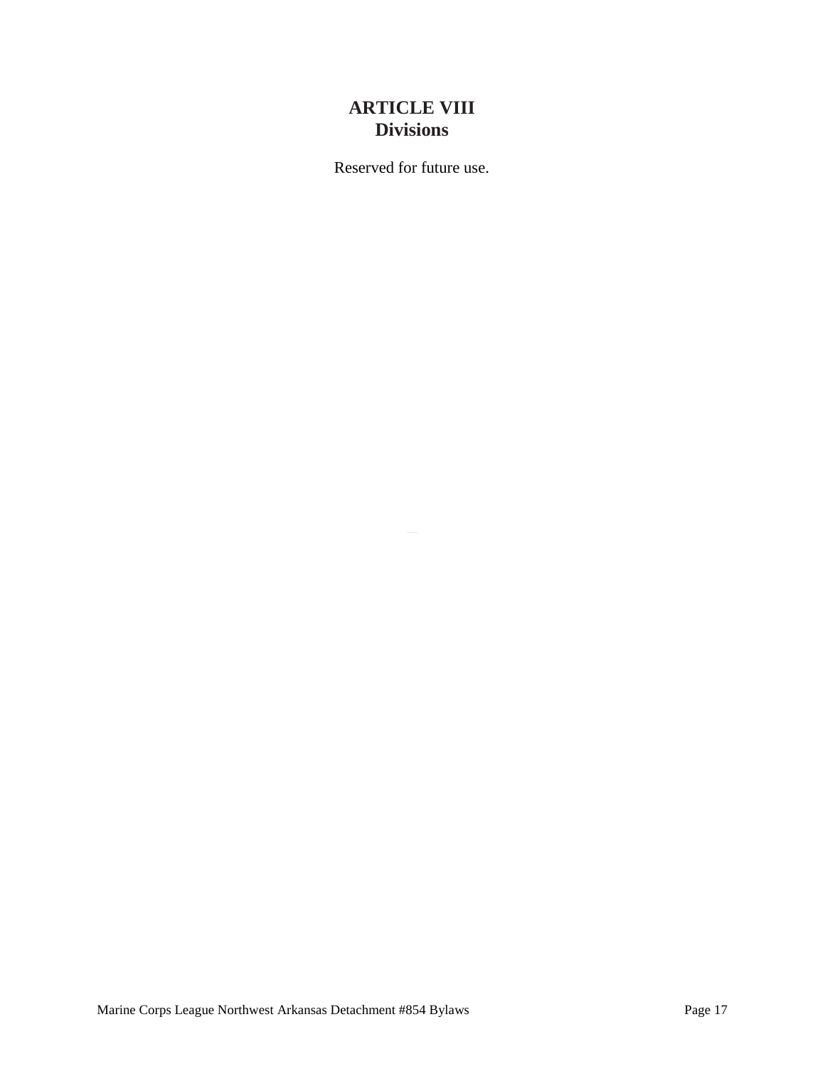# ARTICLE VIII
## Divisions

Reserved for future use.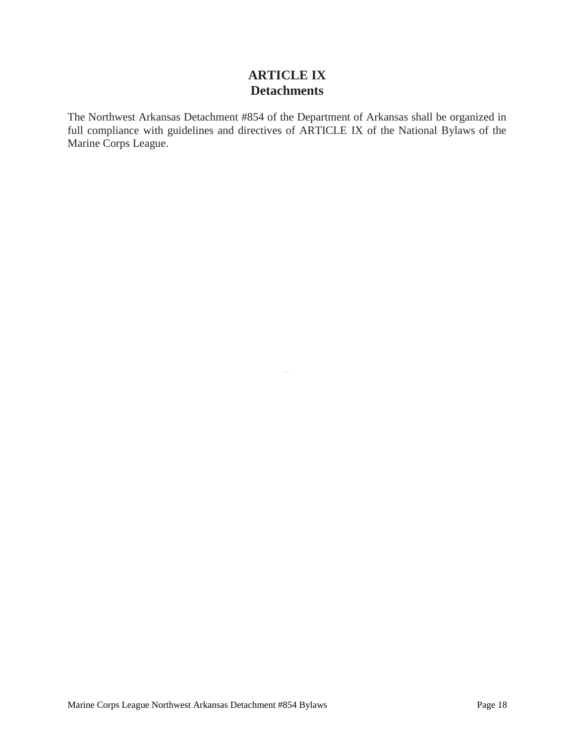# ARTICLE IX
## Detachments

The Northwest Arkansas Detachment #854 of the Department of Arkansas shall be organized in full compliance with guidelines and directives of ARTICLE IX of the National Bylaws of the Marine Corps League.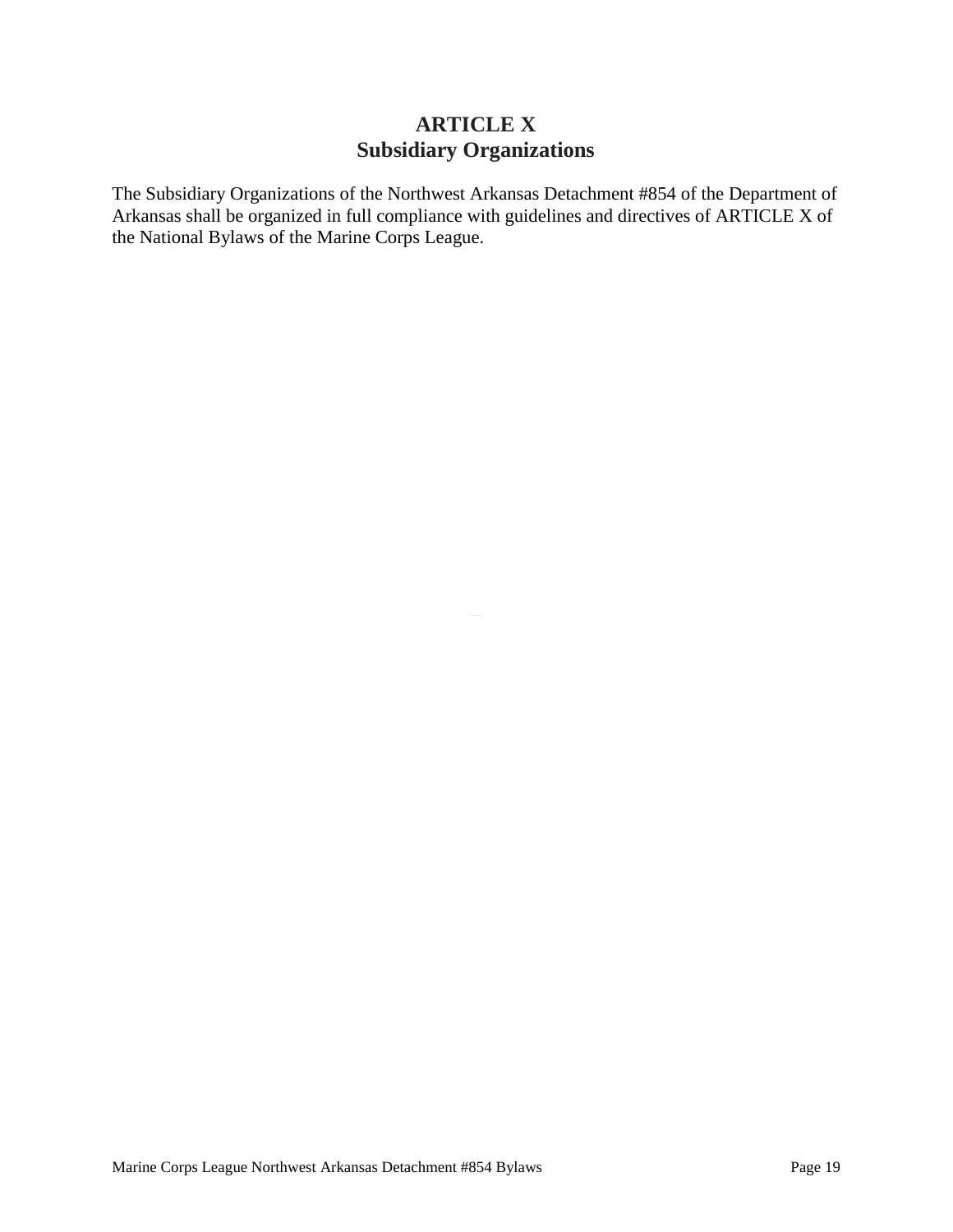# ARTICLE X
## Subsidiary Organizations

The Subsidiary Organizations of the Northwest Arkansas Detachment #854 of the Department of Arkansas shall be organized in full compliance with guidelines and directives of ARTICLE X of the National Bylaws of the Marine Corps League.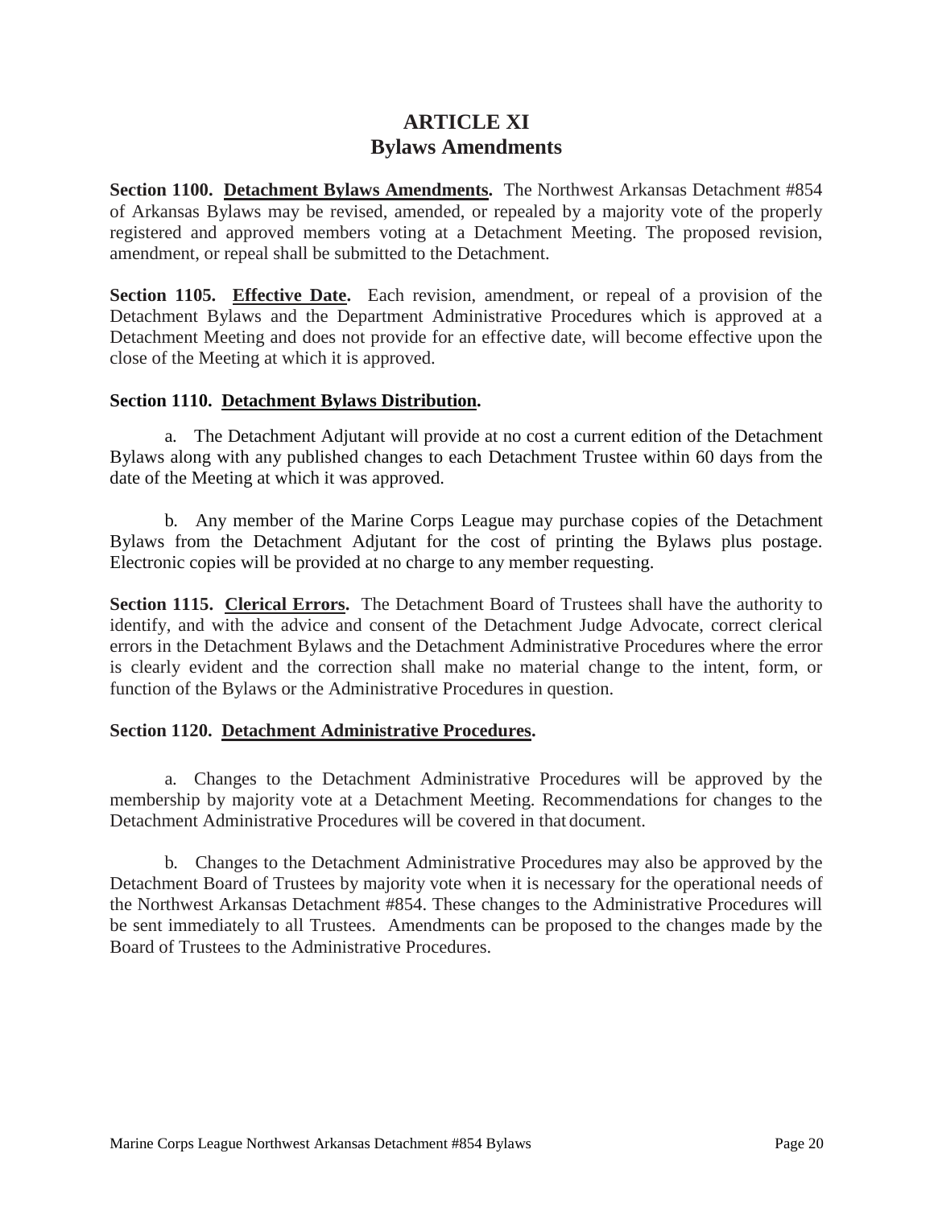# ARTICLE XI
## Bylaws Amendments

**Section 1100. <u>Detachment Bylaws Amendments</u>.** The Northwest Arkansas Detachment #854 of Arkansas Bylaws may be revised, amended, or repealed by a majority vote of the properly registered and approved members voting at a Detachment Meeting. The proposed revision, amendment, or repeal shall be submitted to the Detachment.

**Section 1105. <u>Effective Date</u>.** Each revision, amendment, or repeal of a provision of the Detachment Bylaws and the Department Administrative Procedures which is approved at a Detachment Meeting and does not provide for an effective date, will become effective upon the close of the Meeting at which it is approved.

**Section 1110. <u>Detachment Bylaws Distribution</u>.**

a. The Detachment Adjutant will provide at no cost a current edition of the Detachment Bylaws along with any published changes to each Detachment Trustee within 60 days from the date of the Meeting at which it was approved.

b. Any member of the Marine Corps League may purchase copies of the Detachment Bylaws from the Detachment Adjutant for the cost of printing the Bylaws plus postage. Electronic copies will be provided at no charge to any member requesting.

**Section 1115. <u>Clerical Errors</u>.** The Detachment Board of Trustees shall have the authority to identify, and with the advice and consent of the Detachment Judge Advocate, correct clerical errors in the Detachment Bylaws and the Detachment Administrative Procedures where the error is clearly evident and the correction shall make no material change to the intent, form, or function of the Bylaws or the Administrative Procedures in question.

**Section 1120. <u>Detachment Administrative Procedures</u>.**

a. Changes to the Detachment Administrative Procedures will be approved by the membership by majority vote at a Detachment Meeting. Recommendations for changes to the Detachment Administrative Procedures will be covered in that document.

b. Changes to the Detachment Administrative Procedures may also be approved by the Detachment Board of Trustees by majority vote when it is necessary for the operational needs of the Northwest Arkansas Detachment #854. These changes to the Administrative Procedures will be sent immediately to all Trustees. Amendments can be proposed to the changes made by the Board of Trustees to the Administrative Procedures.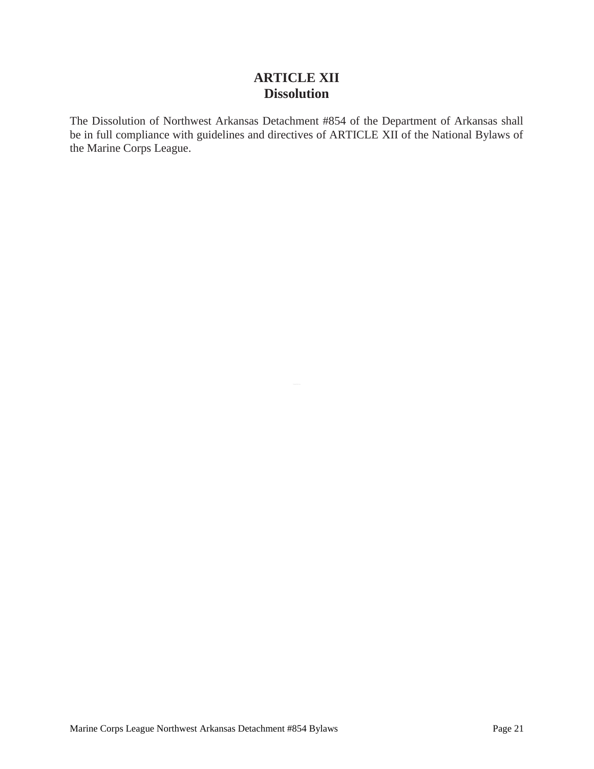# ARTICLE XII
## Dissolution

The Dissolution of Northwest Arkansas Detachment #854 of the Department of Arkansas shall be in full compliance with guidelines and directives of ARTICLE XII of the National Bylaws of the Marine Corps League.